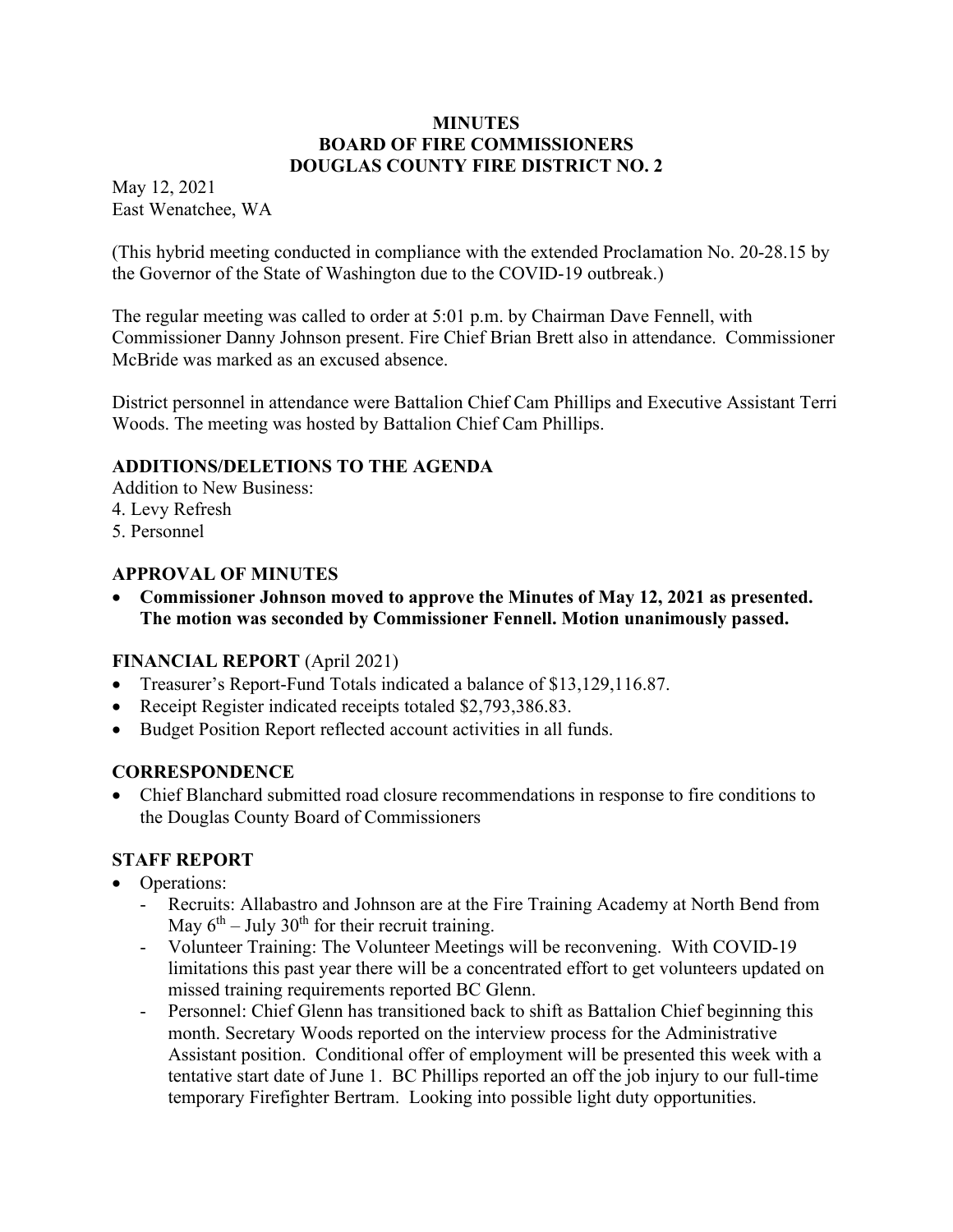**MINUTES**
**BOARD OF FIRE COMMISSIONERS**
**DOUGLAS COUNTY FIRE DISTRICT NO. 2**

May 12, 2021
East Wenatchee, WA

(This hybrid meeting conducted in compliance with the extended Proclamation No. 20-28.15 by the Governor of the State of Washington due to the COVID-19 outbreak.)

The regular meeting was called to order at 5:01 p.m. by Chairman Dave Fennell, with Commissioner Danny Johnson present. Fire Chief Brian Brett also in attendance. Commissioner McBride was marked as an excused absence.

District personnel in attendance were Battalion Chief Cam Phillips and Executive Assistant Terri Woods. The meeting was hosted by Battalion Chief Cam Phillips.

## ADDITIONS/DELETIONS TO THE AGENDA

Addition to New Business:
4. Levy Refresh
5. Personnel

## APPROVAL OF MINUTES

- **Commissioner Johnson moved to approve the Minutes of May 12, 2021 as presented. The motion was seconded by Commissioner Fennell. Motion unanimously passed.**

## FINANCIAL REPORT (April 2021)

- Treasurer's Report-Fund Totals indicated a balance of $13,129,116.87.
- Receipt Register indicated receipts totaled $2,793,386.83.
- Budget Position Report reflected account activities in all funds.

## CORRESPONDENCE

- Chief Blanchard submitted road closure recommendations in response to fire conditions to the Douglas County Board of Commissioners

## STAFF REPORT

- Operations:
  - Recruits: Allabastro and Johnson are at the Fire Training Academy at North Bend from May 6th – July 30th for their recruit training.
  - Volunteer Training: The Volunteer Meetings will be reconvening. With COVID-19 limitations this past year there will be a concentrated effort to volunteers updated on missed training requirements reported BC Glenn.
  - Personnel: Chief Glenn has transitioned back to shift as Battalion Chief beginning this month. Secretary Woods reported on the interview process for the Administrative Assistant position. Conditional offer of employment will be presented this week with a tentative start date of June 1. BC Phillips reported an off the job injury to our full-time temporary Firefighter Bertram. Looking into possible light duty opportunities.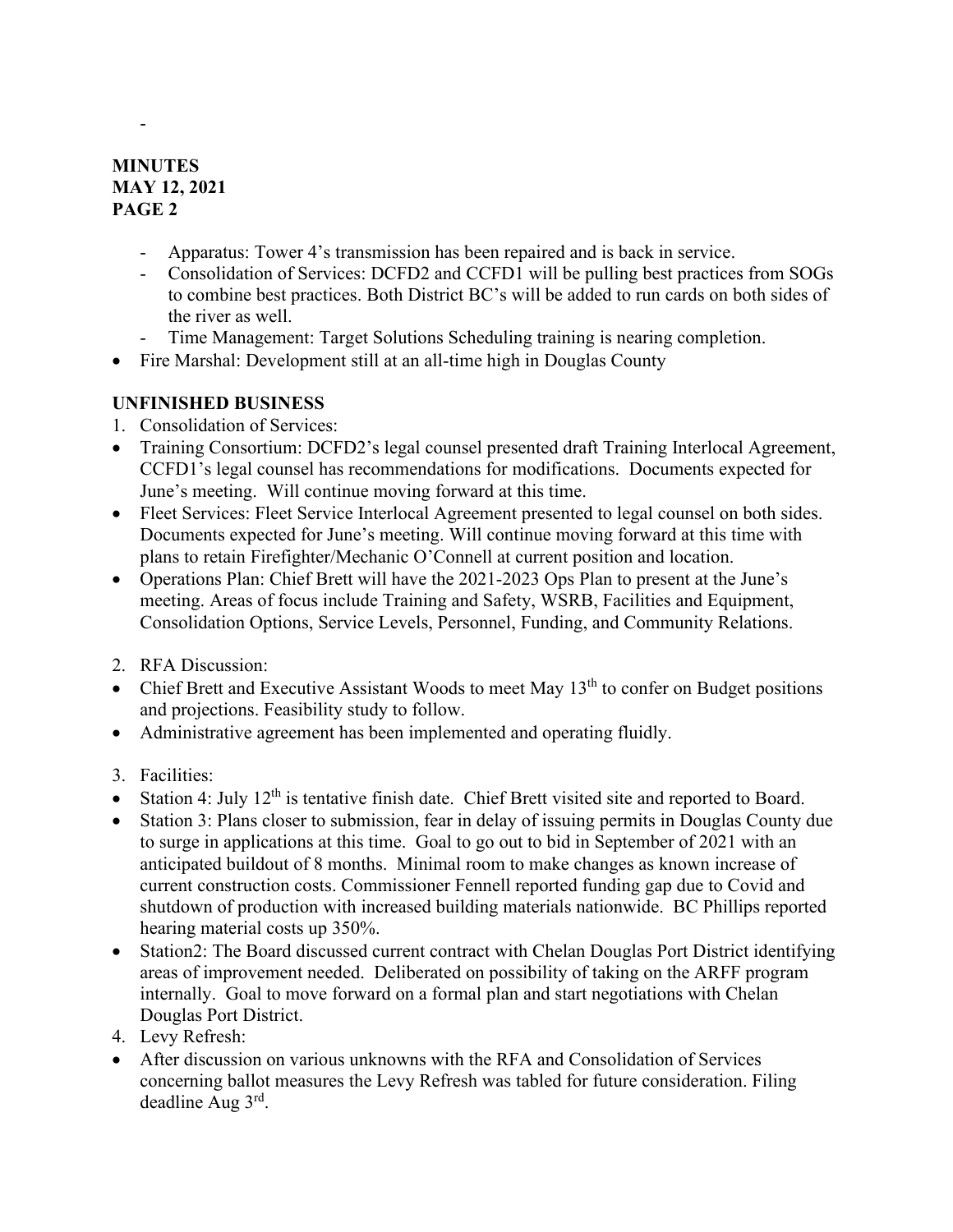-

**MINUTES**
**MAY 12, 2021**
**PAGE 2**

  - Apparatus: Tower 4's transmission has been repaired and is back in service.
  - Consolidation of Services: DCFD2 and CCFD1 will be pulling best practices from SOGs to combine best practices. Both District BC's will be added to run cards on both sides of the river as well.
  - Time Management: Target Solutions Scheduling training is nearing completion.
- Fire Marshal: Development still at an all-time high in Douglas County

## UNFINISHED BUSINESS

1. Consolidation of Services:

- Training Consortium: DCFD2's legal counsel presented draft Training Interlocal Agreement, CCFD1's legal counsel has recommendations for modifications. Documents expected for June's meeting. Will continue moving forward at this time.
- Fleet Services: Fleet Service Interlocal Agreement presented to legal counsel on both sides. Documents expected for June's meeting. Will continue moving forward at this time with plans to retain Firefighter/Mechanic O'Connell at current position and location.
- Operations Plan: Chief Brett will have the 2021-2023 Ops Plan to present at the June's meeting. Areas of focus include Training and Safety, WSRB, Facilities and Equipment, Consolidation Options, Service Levels, Personnel, Funding, and Community Relations.

2. RFA Discussion:

- Chief Brett and Executive Assistant Woods to meet May 13th to confer on Budget positions and projections. Feasibility study to follow.
- Administrative agreement has been implemented and operating fluidly.

3. Facilities:

- Station 4: July 12th is tentative finish date. Chief Brett visited site and reported to Board.
- Station 3: Plans closer to submission, fear in delay of issuing permits in Douglas County due to surge in applications at this time. Goal to go out to bid in September of 2021 with an anticipated buildout of 8 months. Minimal room to make changes as known increase of current construction costs. Commissioner Fennell reported funding gap due to Covid and shutdown of production with increased building materials nationwide. BC Phillips reported hearing material costs up 350%.
- Station2: The Board discussed current contract with Chelan Douglas Port District identifying areas of improvement needed. Deliberated on possibility of taking on the ARFF program internally. Goal to move forward on a formal plan and start negotiations with Chelan Douglas Port District.

4. Levy Refresh:

- After discussion on various unknowns with the RFA and Consolidation of Services concerning ballot measures the Levy Refresh was tabled for future consideration. Filing deadline Aug 3rd.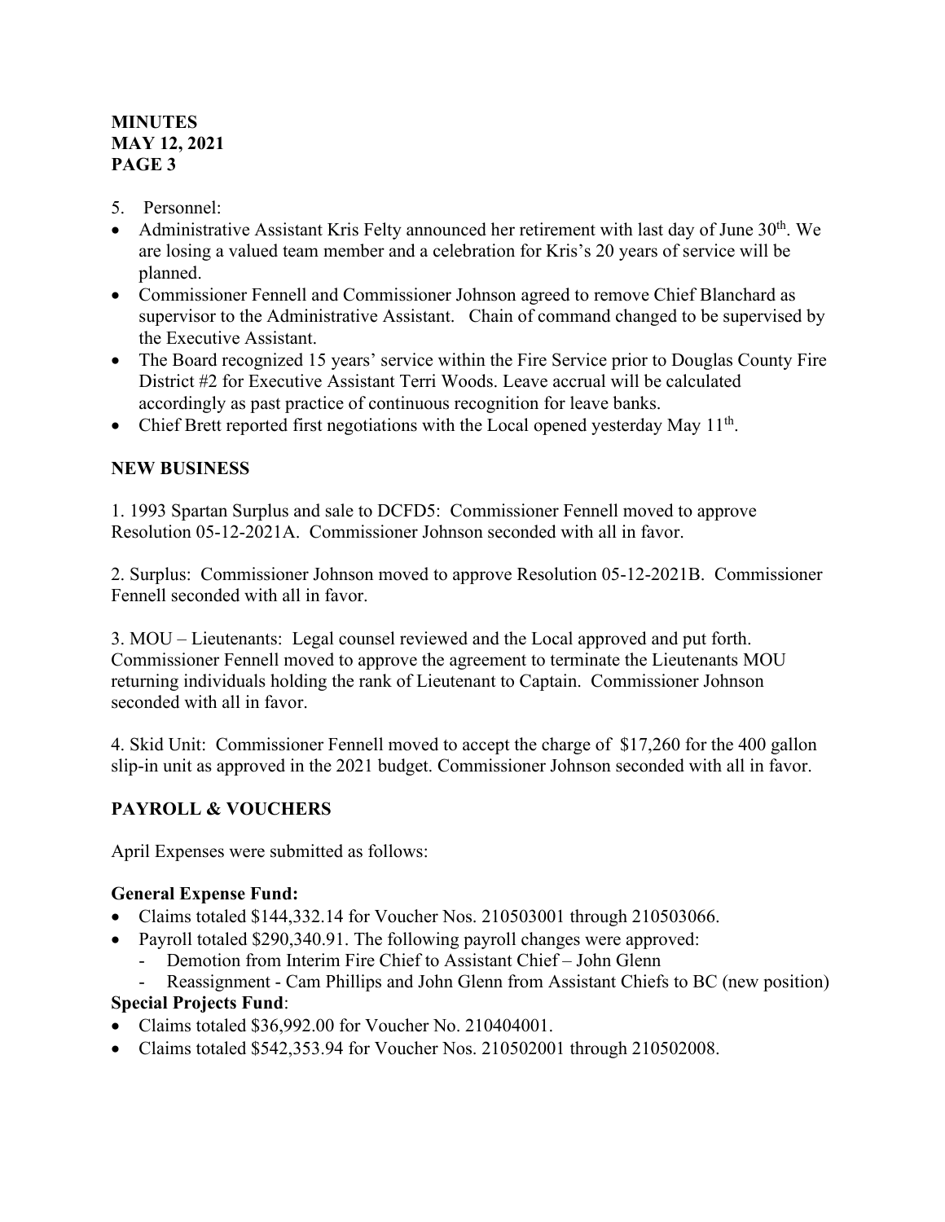5. Personnel:

- Administrative Assistant Kris Felty announced her retirement with last day of June 30th. We are losing a valued team member and a celebration for Kris's 20 years of service will be planned.
- Commissioner Fennell and Commissioner Johnson agreed to remove Chief Blanchard as supervisor to the Administrative Assistant. Chain of command changed to be supervised by the Executive Assistant.
- The Board recognized 15 years' service within the Fire Service prior to Douglas County Fire District #2 for Executive Assistant Terri Woods. Leave accrual will be calculated accordingly as past practice of continuous recognition for leave banks.
- Chief Brett reported first negotiations with the Local opened yesterday May 11th.

## NEW BUSINESS

1. 1993 Spartan Surplus and sale to DCFD5: Commissioner Fennell moved to approve Resolution 05-12-2021A. Commissioner Johnson seconded with all in favor.

2. Surplus: Commissioner Johnson moved to approve Resolution 05-12-2021B. Commissioner Fennell seconded with all in favor.

3. MOU – Lieutenants: Legal counsel reviewed and the Local approved and put forth. Commissioner Fennell moved to approve the agreement to terminate the Lieutenants MOU returning individuals holding the rank of Lieutenant to Captain. Commissioner Johnson seconded with all in favor.

4. Skid Unit: Commissioner Fennell moved to accept the charge of $17,260 for the 400 gallon slip-in unit as approved in the 2021 budget. Commissioner Johnson seconded with all in favor.

## PAYROLL & VOUCHERS

April Expenses were submitted as follows:

**General Expense Fund:**

- Claims totaled $144,332.14 for Voucher Nos. 210503001 through 210503066.
- Payroll totaled $290,340.91. The following payroll changes were approved:
  - Demotion from Interim Fire Chief to Assistant Chief – John Glenn
  - Reassignment - Cam Phillips and John Glenn from Assistant Chiefs to BC (new position)

**Special Projects Fund**:

- Claims totaled $36,992.00 for Voucher No. 210404001.
- Claims totaled $542,353.94 for Voucher Nos. 210502001 through 210502008.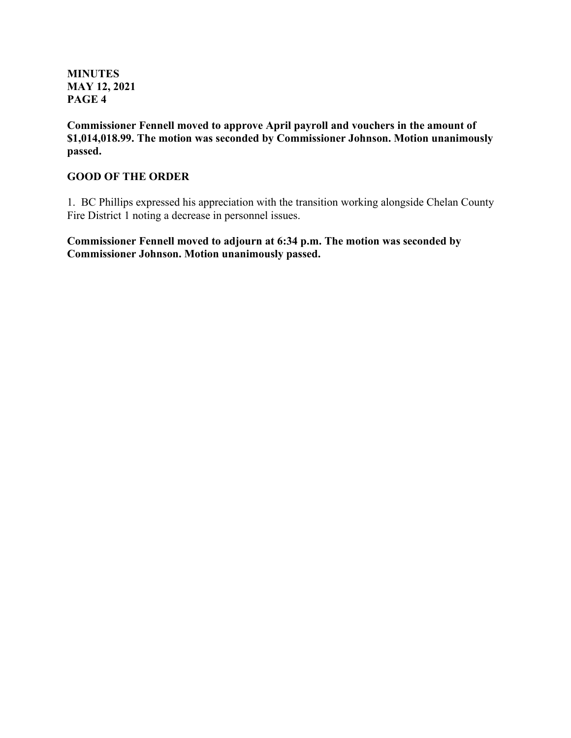**Commissioner Fennell moved to approve April payroll and vouchers in the amount of $1,014,018.99. The motion was seconded by Commissioner Johnson. Motion unanimously passed.**

## GOOD OF THE ORDER

1. BC Phillips expressed his appreciation with the transition working alongside Chelan County Fire District 1 noting a decrease in personnel issues.

**Commissioner Fennell moved to adjourn at 6:34 p.m. The motion was seconded by Commissioner Johnson. Motion unanimously passed.**